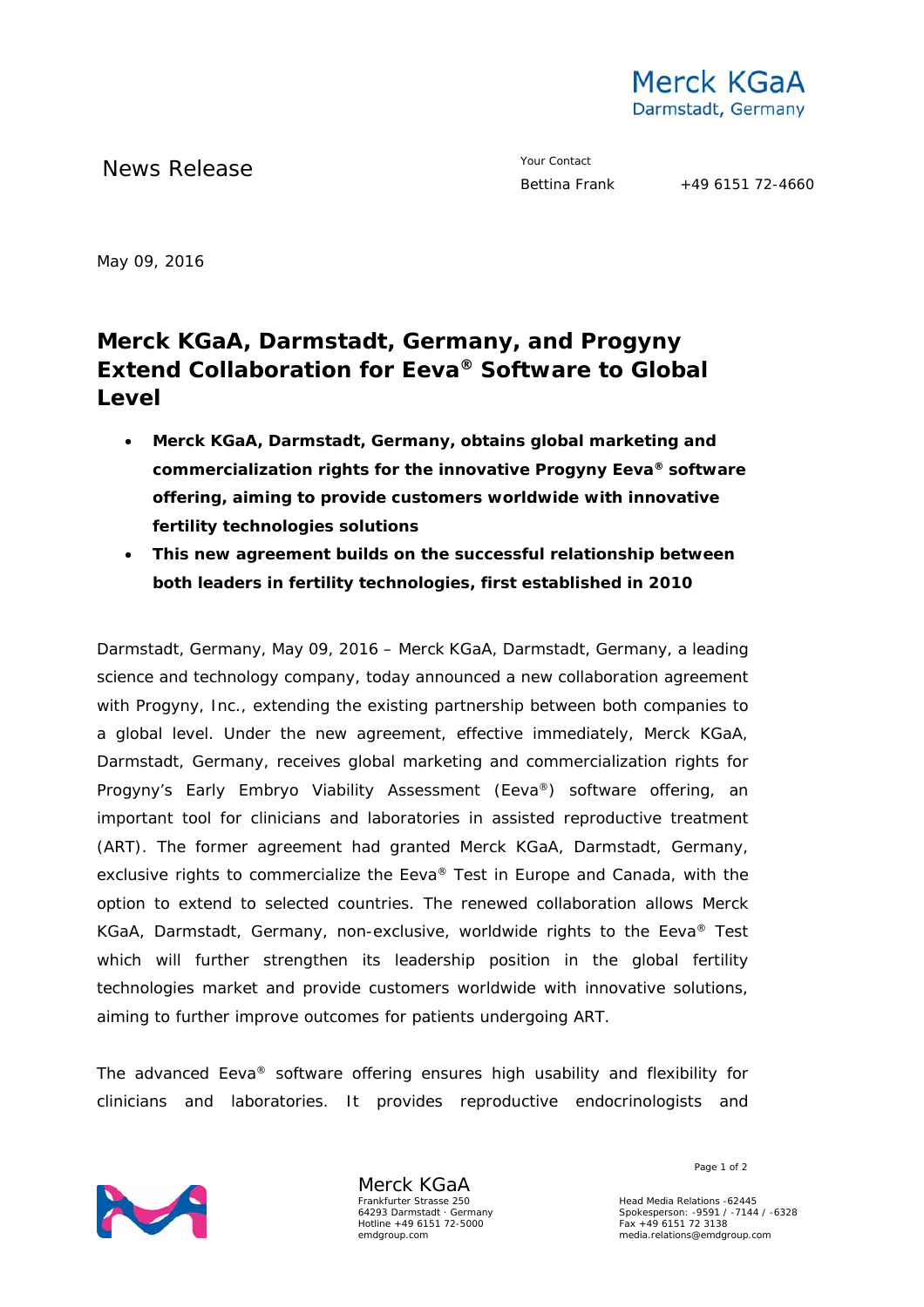Merck KGaA
Darmstadt, Germany

News Release

Your Contact
Bettina Frank +49 6151 72-4660

May 09, 2016

# Merck KGaA, Darmstadt, Germany, and Progyny Extend Collaboration for Eeva® Software to Global Level

- **Merck KGaA, Darmstadt, Germany, obtains global marketing and commercialization rights for the innovative Progyny Eeva® software offering, aiming to provide customers worldwide with innovative fertility technologies solutions**
- **This new agreement builds on the successful relationship between both leaders in fertility technologies, first established in 2010**

Darmstadt, Germany, May 09, 2016 – Merck KGaA, Darmstadt, Germany, a leading science and technology company, today announced a new collaboration agreement with Progyny, Inc., extending the existing partnership between both companies to a global level. Under the new agreement, effective immediately, Merck KGaA, Darmstadt, Germany, receives global marketing and commercialization rights for Progyny's Early Embryo Viability Assessment (Eeva®) software offering, an important tool for clinicians and laboratories in assisted reproductive treatment (ART). The former agreement had granted Merck KGaA, Darmstadt, Germany, exclusive rights to commercialize the Eeva® Test in Europe and Canada, with the option to extend to selected countries. The renewed collaboration allows Merck KGaA, Darmstadt, Germany, non-exclusive, worldwide rights to the Eeva® Test which will further strengthen its leadership position in the global fertility technologies market and provide customers worldwide with innovative solutions, aiming to further improve outcomes for patients undergoing ART.

The advanced Eeva® software offering ensures high usability and flexibility for clinicians and laboratories. It provides reproductive endocrinologists and

Merck KGaA
Frankfurter Strasse 250
64293 Darmstadt · Germany
Hotline +49 6151 72-5000
emdgroup.com

Head Media Relations -62445
Spokesperson: -9591 / -7144 / -6328
Fax +49 6151 72 3138
media.relations@emdgroup.com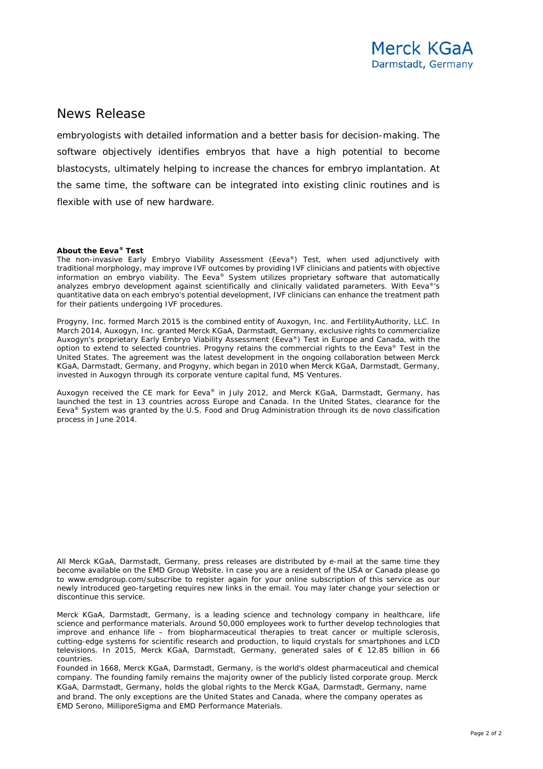embryologists with detailed information and a better basis for decision-making. The software objectively identifies embryos that have a high potential to become blastocysts, ultimately helping to increase the chances for embryo implantation. At the same time, the software can be integrated into existing clinic routines and is flexible with use of new hardware.

**About the Eeva® Test**

The non-invasive Early Embryo Viability Assessment (Eeva®) Test, when used adjunctively with traditional morphology, may improve IVF outcomes by providing IVF clinicians and patients with objective information on embryo viability. The Eeva® System utilizes proprietary software that automatically analyzes embryo development against scientifically and clinically validated parameters. With Eeva®'s quantitative data on each embryo's potential development, IVF clinicians can enhance the treatment path for their patients undergoing IVF procedures.

Progyny, Inc. formed March 2015 is the combined entity of Auxogyn, Inc. and FertilityAuthority, LLC. In March 2014, Auxogyn, Inc. granted Merck KGaA, Darmstadt, Germany, exclusive rights to commercialize Auxogyn's proprietary Early Embryo Viability Assessment (Eeva®) Test in Europe and Canada, with the option to extend to selected countries. Progyny retains the commercial rights to the Eeva® Test in the United States. The agreement was the latest development in the ongoing collaboration between Merck KGaA, Darmstadt, Germany, and Progyny, which began in 2010 when Merck KGaA, Darmstadt, Germany, invested in Auxogyn through its corporate venture capital fund, MS Ventures.

Auxogyn received the CE mark for Eeva® in July 2012, and Merck KGaA, Darmstadt, Germany, has launched the test in 13 countries across Europe and Canada. In the United States, clearance for the Eeva® System was granted by the U.S. Food and Drug Administration through its de novo classification process in June 2014.

All Merck KGaA, Darmstadt, Germany, press releases are distributed by e-mail at the same time they become available on the EMD Group Website. In case you are a resident of the USA or Canada please go to www.emdgroup.com/subscribe to register again for your online subscription of this service as our newly introduced geo-targeting requires new links in the email. You may later change your selection or discontinue this service.

Merck KGaA, Darmstadt, Germany, is a leading science and technology company in healthcare, life science and performance materials. Around 50,000 employees work to further develop technologies that improve and enhance life – from biopharmaceutical therapies to treat cancer or multiple sclerosis, cutting-edge systems for scientific research and production, to liquid crystals for smartphones and LCD televisions. In 2015, Merck KGaA, Darmstadt, Germany, generated sales of € 12.85 billion in 66 countries.

Founded in 1668, Merck KGaA, Darmstadt, Germany, is the world's oldest pharmaceutical and chemical company. The founding family remains the majority owner of the publicly listed corporate group. Merck KGaA, Darmstadt, Germany, holds the global rights to the Merck KGaA, Darmstadt, Germany, name and brand. The only exceptions are the United States and Canada, where the company operates as EMD Serono, MilliporeSigma and EMD Performance Materials.